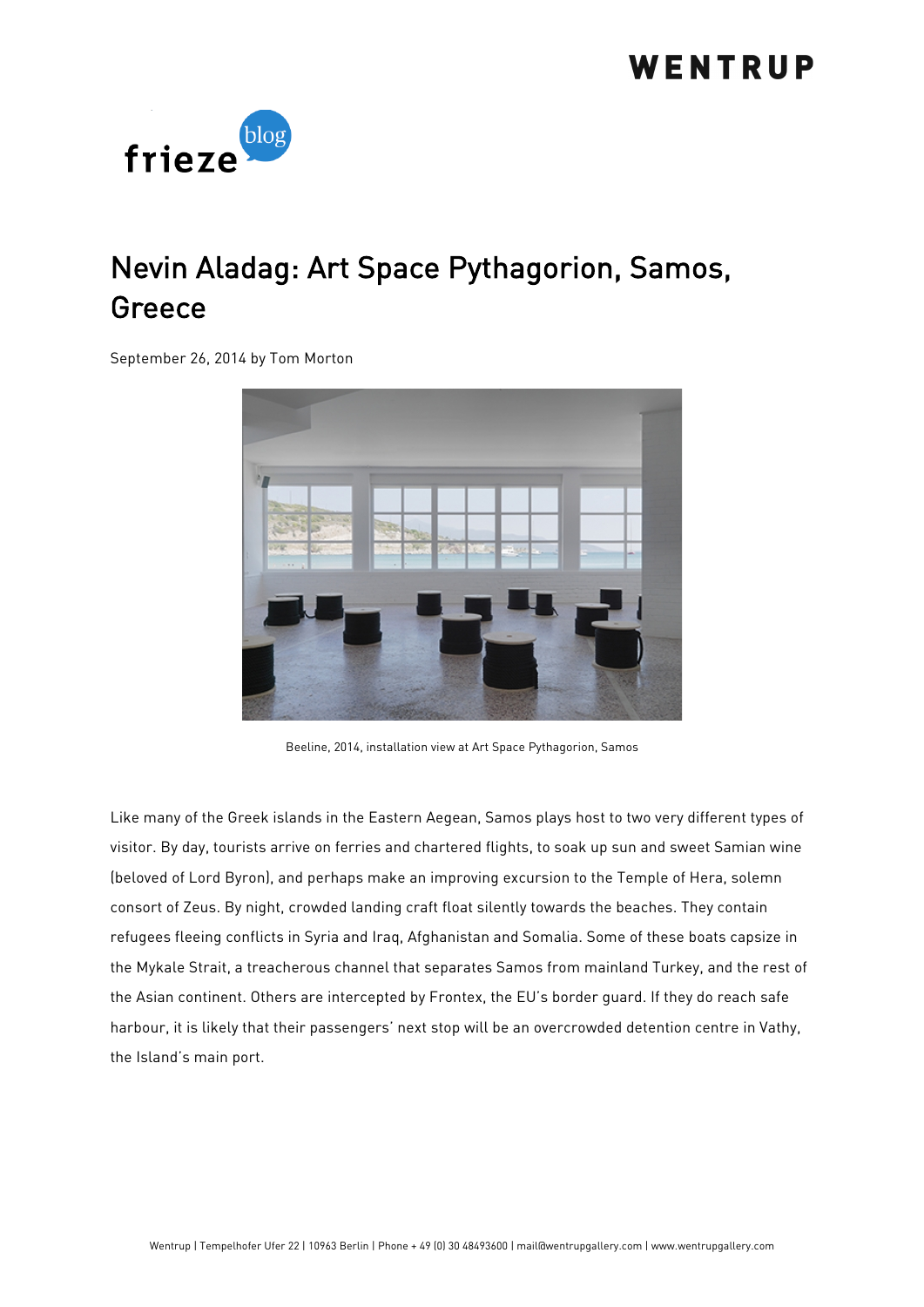# Nevin Aladag: Art Space Pythagorion, Samos, Greece

September 26, 2014 by Tom Morton

Beeline, 2014, installation view at Art Space Pythagorion, Samos

Like many of the Greek islands in the Eastern Aegean, Samos plays host to two very different types of visitor. By day, tourists arrive on ferries and chartered flights, to soak up sun and sweet Samian wine (beloved of Lord Byron), and perhaps make an improving excursion to the Temple of Hera, solemn consort of Zeus. By night, crowded landing craft float silently towards the beaches. They contain refugees fleeing conflicts in Syria and Iraq, Afghanistan and Somalia. Some of these boats capsize in the Mykale Strait, a treacherous channel that separates Samos from mainland Turkey, and the rest of the Asian continent. Others are intercepted by Frontex, the EU's border guard. If they do reach safe harbour, it is likely that their passengers' next stop will be an overcrowded detention centre in Vathy, the Island's main port.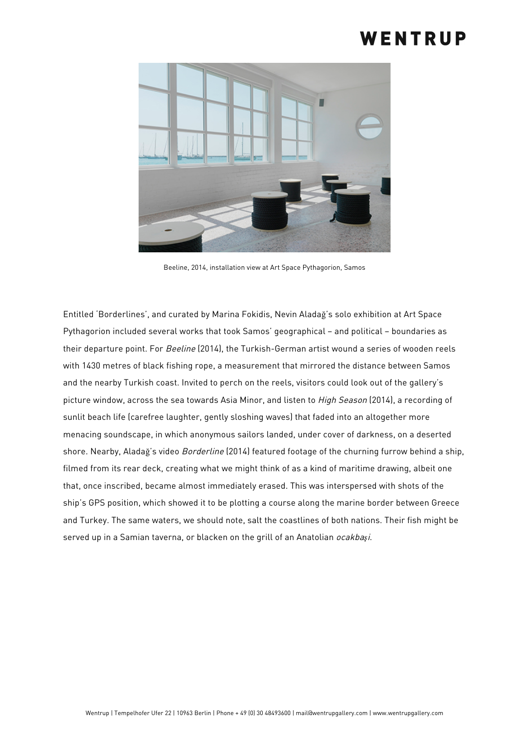Beeline, 2014, installation view at Art Space Pythagorion, Samos

Entitled 'Borderlines', and curated by Marina Fokidis, Nevin Aladağ's solo exhibition at Art Space Pythagorion included several works that took Samos' geographical – and political – boundaries as their departure point. For *Beeline* (2014), the Turkish-German artist wound a series of wooden reels with 1430 metres of black fishing rope, a measurement that mirrored the distance between Samos and the nearby Turkish coast. Invited to perch on the reels, visitors could look out of the gallery's picture window, across the sea towards Asia Minor, and listen to *High Season* (2014), a recording of sunlit beach life (carefree laughter, gently sloshing waves) that faded into an altogether more menacing soundscape, in which anonymous sailors landed, under cover of darkness, on a deserted shore. Nearby, Aladağ's video *Borderline* (2014) featured footage of the churning furrow behind a ship, filmed from its rear deck, creating what we might think of as a kind of maritime drawing, albeit one that, once inscribed, became almost immediately erased. This was interspersed with shots of the ship's GPS position, which showed it to be plotting a course along the marine border between Greece and Turkey. The same waters, we should note, salt the coastlines of both nations. Their fish might be served up in a Samian taverna, or blacken on the grill of an Anatolian *ocakbaşi*.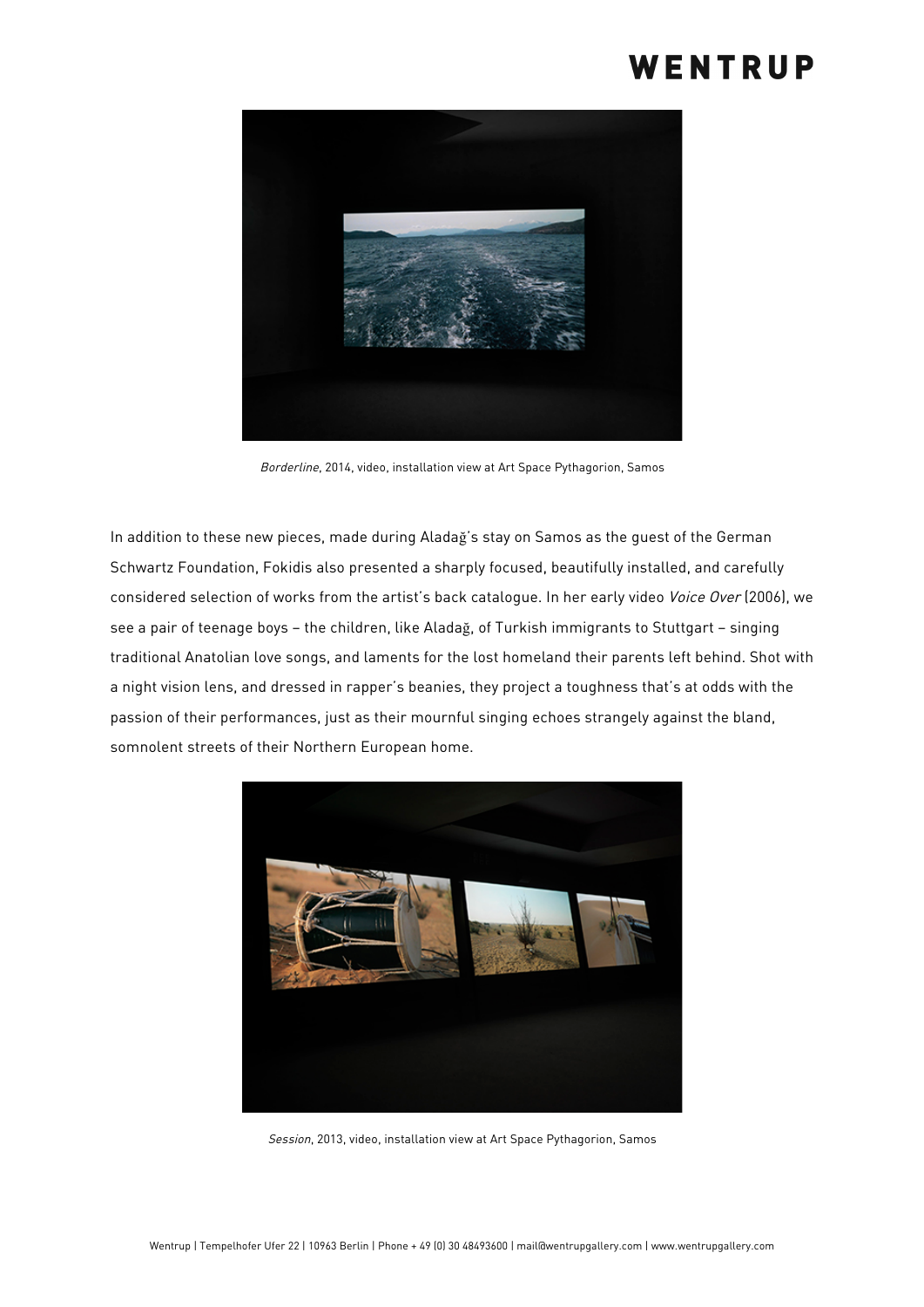*Borderline*, 2014, video, installation view at Art Space Pythagorion, Samos

In addition to these new pieces, made during Aladağ's stay on Samos as the guest of the German Schwartz Foundation, Fokidis also presented a sharply focused, beautifully installed, and carefully considered selection of works from the artist's back catalogue. In her early video *Voice Over* (2006), we see a pair of teenage boys – the children, like Aladağ, of Turkish immigrants to Stuttgart – singing traditional Anatolian love songs, and laments for the lost homeland their parents left behind. Shot with a night vision lens, and dressed in rapper's beanies, they project a toughness that's at odds with the passion of their performances, just as their mournful singing echoes strangely against the bland, somnolent streets of their Northern European home.

*Session*, 2013, video, installation view at Art Space Pythagorion, Samos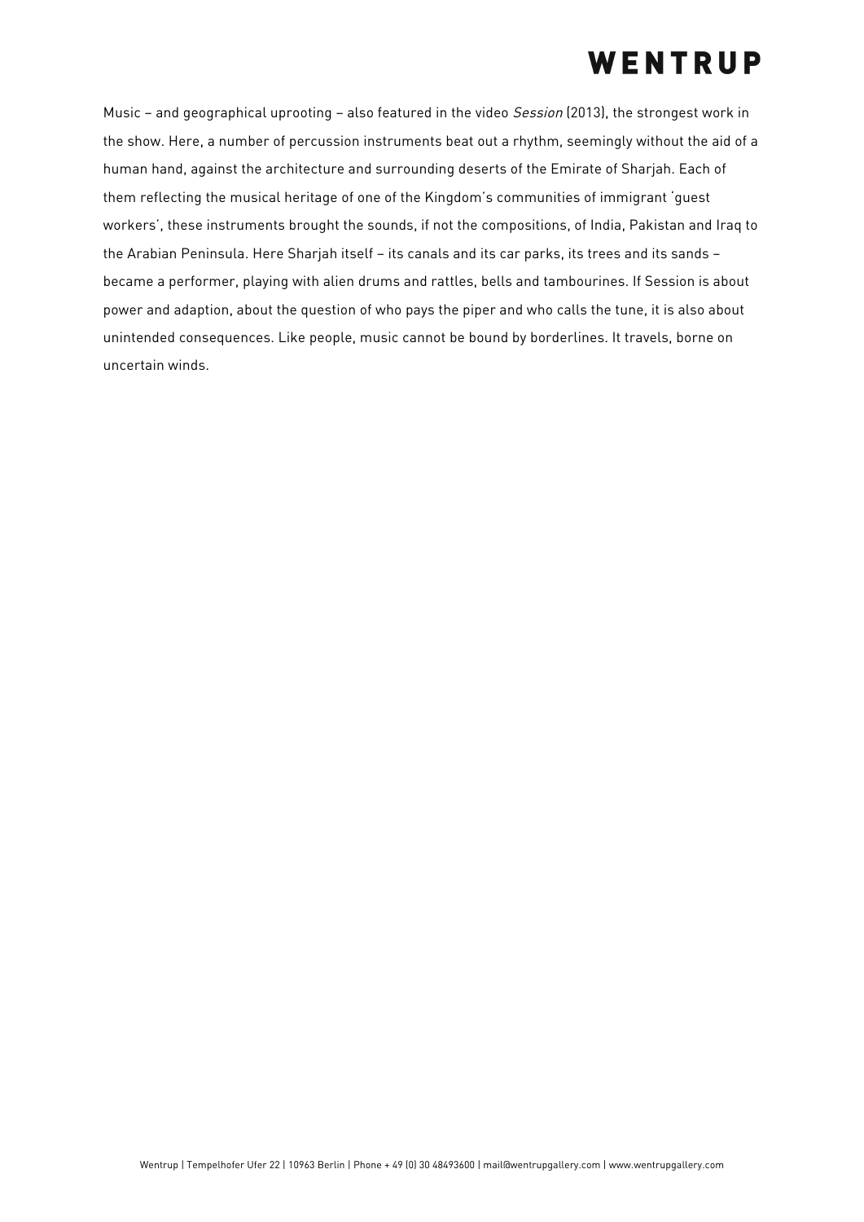Music – and geographical uprooting – also featured in the video *Session* (2013), the strongest work in the show. Here, a number of percussion instruments beat out a rhythm, seemingly without the aid of a human hand, against the architecture and surrounding deserts of the Emirate of Sharjah. Each of them reflecting the musical heritage of one of the Kingdom's communities of immigrant 'guest workers', these instruments brought the sounds, if not the compositions, of India, Pakistan and Iraq to the Arabian Peninsula. Here Sharjah itself – its canals and its car parks, its trees and its sands – became a performer, playing with alien drums and rattles, bells and tambourines. If Session is about power and adaption, about the question of who pays the piper and who calls the tune, it is also about unintended consequences. Like people, music cannot be bound by borderlines. It travels, borne on uncertain winds.